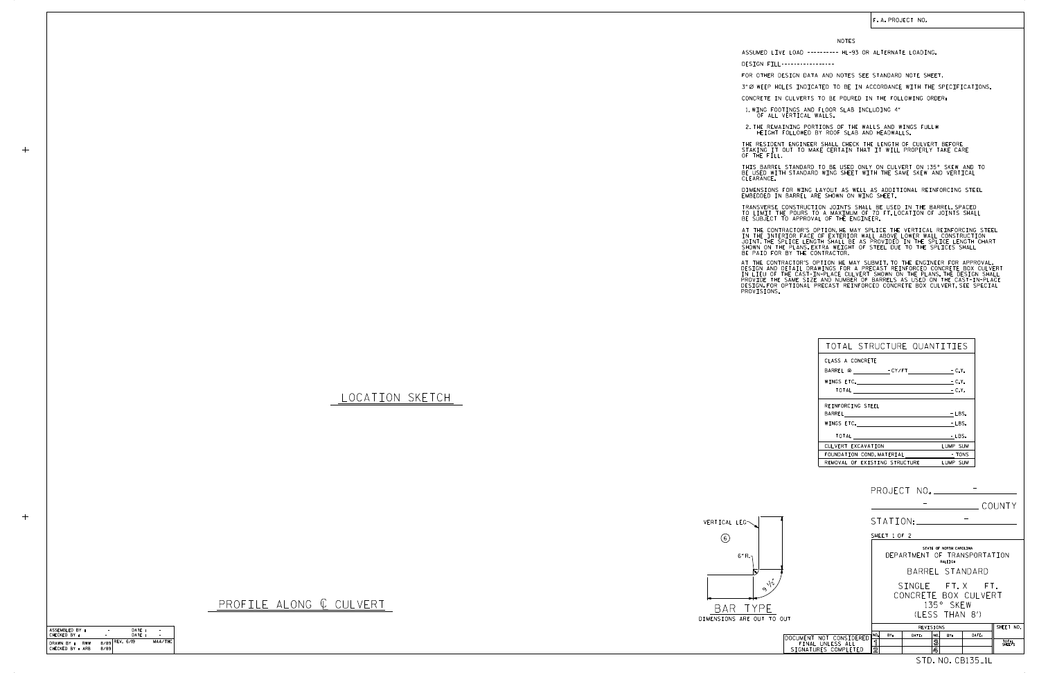F. A. PROJECT NO.

## NOTES

ASSUMED LIVE LOAD ---------- HL-93 OR ALTERNATE LOADING.

DESIGN FILL-----------------

FOR OTHER DESIGN DATA AND NOTES SEE STANDARD NOTE SHEET.

3" Ø WEEP HOLES INDICATED TO BE IN ACCORDANCE WITH THE SPECIFICATIONS.

CONCRETE IN CULVERTS TO BE POURED IN THE FOLLOWING ORDER:

1. WING FOOTINGS AND FLOOR SLAB INCLUDING 4" OF ALL VERTICAL WALLS.
2. THE REMAINING PORTIONS OF THE WALLS AND WINGS FULL* HEIGHT FOLLOWED BY ROOF SLAB AND HEADWALLS.

THE RESIDENT ENGINEER SHALL CHECK THE LENGTH OF CULVERT BEFORE STAKING IT OUT TO MAKE CERTAIN THAT IT WILL PROPERLY TAKE CARE OF THE FILL.

THIS BARREL STANDARD TO BE USED ONLY ON CULVERT ON 135° SKEW AND TO BE USED WITH STANDARD WING SHEET WITH THE SAME SKEW AND VERTICAL CLEARANCE.

DIMENSIONS FOR WING LAYOUT AS WELL AS ADDITIONAL REINFORCING STEEL EMBEDDED IN BARREL ARE SHOWN ON WING SHEET.

TRANSVERSE CONSTRUCTION JOINTS SHALL BE USED IN THE BARREL, SPACED TO LIMIT THE POURS TO A MAXIMUM OF 70 FT. LOCATION OF JOINTS SHALL BE SUBJECT TO APPROVAL OF THE ENGINEER.

AT THE CONTRACTOR'S OPTION, HE MAY SPLICE THE VERTICAL REINFORCING STEEL IN THE INTERIOR FACE OF EXTERIOR WALL ABOVE LOWER WALL CONSTRUCTION JOINT. THE SPLICE LENGTH SHALL BE AS PROVIDED IN THE SPLICE LENGTH CHART SHOWN ON THE PLANS. EXTRA WEIGHT OF STEEL DUE TO THE SPLICES SHALL BE PAID FOR BY THE CONTRACTOR.

AT THE CONTRACTOR'S OPTION HE MAY SUBMIT, TO THE ENGINEER FOR APPROVAL, DESIGN AND DETAIL DRAWINGS FOR A PRECAST REINFORCED CONCRETE BOX CULVERT IN LIEU OF THE CAST-IN-PLACE CULVERT SHOWN ON THE PLANS. THE DESIGN SHALL PROVIDE THE SAME SIZE AND NUMBER OF BARRELS AS USED ON THE CAST-IN-PLACE DESIGN. FOR OPTIONAL PRECAST REINFORCED CONCRETE BOX CULVERT, SEE SPECIAL PROVISIONS.

| TOTAL STRUCTURE QUANTITIES | |
|---|---|
| CLASS A CONCRETE | |
| BARREL @ ______ - CY/FT | - C.Y. |
| WINGS ETC. | - C.Y. |
| TOTAL | - C.Y. |
| REINFORCING STEEL | |
| BARREL | - LBS. |
| WINGS ETC. | - LBS. |
| TOTAL | - LBS. |
| CULVERT EXCAVATION | LUMP SUM |
| FOUNDATION COND. MATERIAL | - TONS |
| REMOVAL OF EXISTING STRUCTURE | LUMP SUM |

LOCATION SKETCH

PROFILE ALONG ℄ CULVERT

VERTICAL LEG
⑥
6" R.
9 1/2"

BAR TYPE
DIMENSIONS ARE OUT TO OUT

PROJECT NO. -
- COUNTY
STATION: -

SHEET 1 OF 2

STATE OF NORTH CAROLINA
DEPARTMENT OF TRANSPORTATION
RALEIGH

BARREL STANDARD

SINGLE FT. X FT.
CONCRETE BOX CULVERT
135° SKEW
(LESS THAN 8')

| REVISIONS | | | | | | | SHEET NO. |
|---|---|---|---|---|---|---|---|
| NO. | BY: | DATE: | NO. | BY: | DATE: | | |
| 1 | | | 3 | | | | TOTAL SHEETS |
| 2 | | | 4 | | | | |

DOCUMENT NOT CONSIDERED FINAL UNLESS ALL SIGNATURES COMPLETED

STD. NO. CB135_1L

| ASSEMBLED BY : - | DATE : - | |
|---|---|---|
| CHECKED BY : - | DATE : - | |
| DRAWN BY : RWW 8/89 | REV. 6/19 | MAA/THC |
| CHECKED BY : ARB 8/89 | | |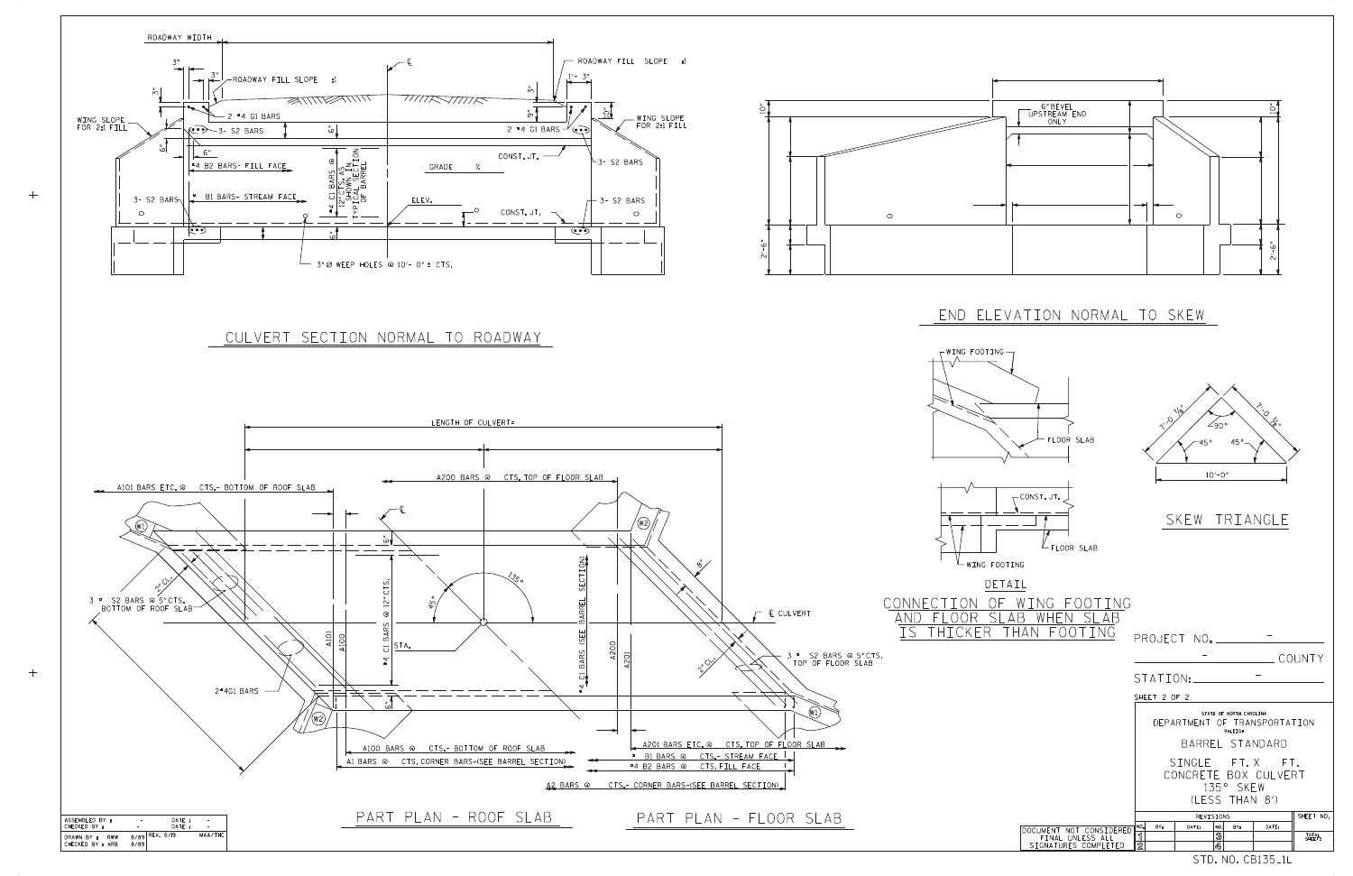## CULVERT SECTION NORMAL TO ROADWAY

ROADWAY WIDTH

3"

3"

3"

ROADWAY FILL SLOPE :1

ROADWAY FILL SLOPE :1

1'-3"

3"

9"

10"

WING SLOPE FOR 2:1 FILL

WING SLOPE FOR 2:1 FILL

2 #4 G1 BARS

2 #4 G1 BARS

3- S2 BARS

3- S2 BARS

6"

6"

6"

#4 B2 BARS- FILL FACE

B1 BARS- STREAM FACE

#4 C1 BARS @ 12" CTS. AS SHOWN IN TYPICAL SECTION OF BARREL

GRADE %

CONST. JT.

3- S2 BARS

3- S2 BARS

ELEV.

CONST. JT.

6"

3" Ø WEEP HOLES @ 10'- 0" ± CTS.

## END ELEVATION NORMAL TO SKEW

6" BEVEL UPSTREAM END ONLY

10"

10"

2'-6"

2'-6"

## DETAIL

## CONNECTION OF WING FOOTING AND FLOOR SLAB WHEN SLAB IS THICKER THAN FOOTING

WING FOOTING

FLOOR SLAB

CONST. JT.

FLOOR SLAB

WING FOOTING

## SKEW TRIANGLE

7'-0 1/8"

7'-0 1/8"

90°

45°

45°

10'-0"

## PART PLAN - ROOF SLAB

## PART PLAN - FLOOR SLAB

LENGTH OF CULVERT=

A101 BARS ETC. @ CTS.- BOTTOM OF ROOF SLAB

A200 BARS @ CTS. TOP OF FLOOR SLAB

W1

W2

W2

W1

6"

6"

3 # S2 BARS @ 5" CTS. BOTTOM OF ROOF SLAB

2" CL.

2" CL.

8"

#4 C1 BARS @ 12" CTS.

#4 C1 BARS (SEE BARREL SECTION)

45°

135°

℄

℄ CULVERT

STA.

A101

A100

A200

A201

2 #4 G1 BARS

3 # S2 BARS @ 5" CTS. TOP OF FLOOR SLAB

A100 BARS @ CTS.- BOTTOM OF ROOF SLAB

A1 BARS @ CTS. CORNER BARS-(SEE BARREL SECTION)

A201 BARS ETC. @ CTS. TOP OF FLOOR SLAB

# B1 BARS @ CTS.- STREAM FACE

#4 B2 BARS @ CTS. FILL FACE

A2 BARS @ CTS.- CORNER BARS-(SEE BARREL SECTION)

PROJECT NO. ______ - ______

______ - ______ COUNTY

STATION: ______ - ______

SHEET 2 OF 2

STATE OF NORTH CAROLINA
DEPARTMENT OF TRANSPORTATION
RALEIGH

BARREL STANDARD

SINGLE FT. X FT.
CONCRETE BOX CULVERT
135° SKEW
(LESS THAN 8')

| REVISIONS | | | | | | SHEET NO. |
|---|---|---|---|---|---|---|
| NO. | BY: | DATE: | NO. | BY: | DATE: | |
| 1 | | | 3 | | | TOTAL SHEETS |
| 2 | | | 4 | | | |

DOCUMENT NOT CONSIDERED FINAL UNLESS ALL SIGNATURES COMPLETED

| | | | |
|---|---|---|---|
| ASSEMBLED BY : - | DATE : - | | |
| CHECKED BY : - | DATE : - | | |
| DRAWN BY : RWW 8/89 | REV. 6/19 | MAA/THC | |
| CHECKED BY : ARB 8/89 | | | |

STD. NO. CB135_1L